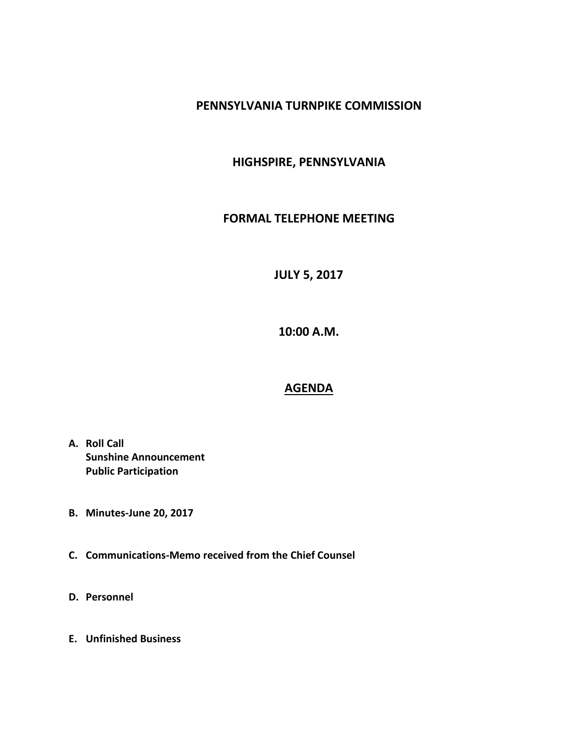# PENNSYLVANIA TURNPIKE COMMISSION

## HIGHSPIRE, PENNSYLVANIA

## FORMAL TELEPHONE MEETING

## JULY 5, 2017

## 10:00 A.M.

## AGENDA

A. **Roll Call**
   **Sunshine Announcement**
   **Public Participation**

B. **Minutes-June 20, 2017**

C. **Communications-Memo received from the Chief Counsel**

D. **Personnel**

E. **Unfinished Business**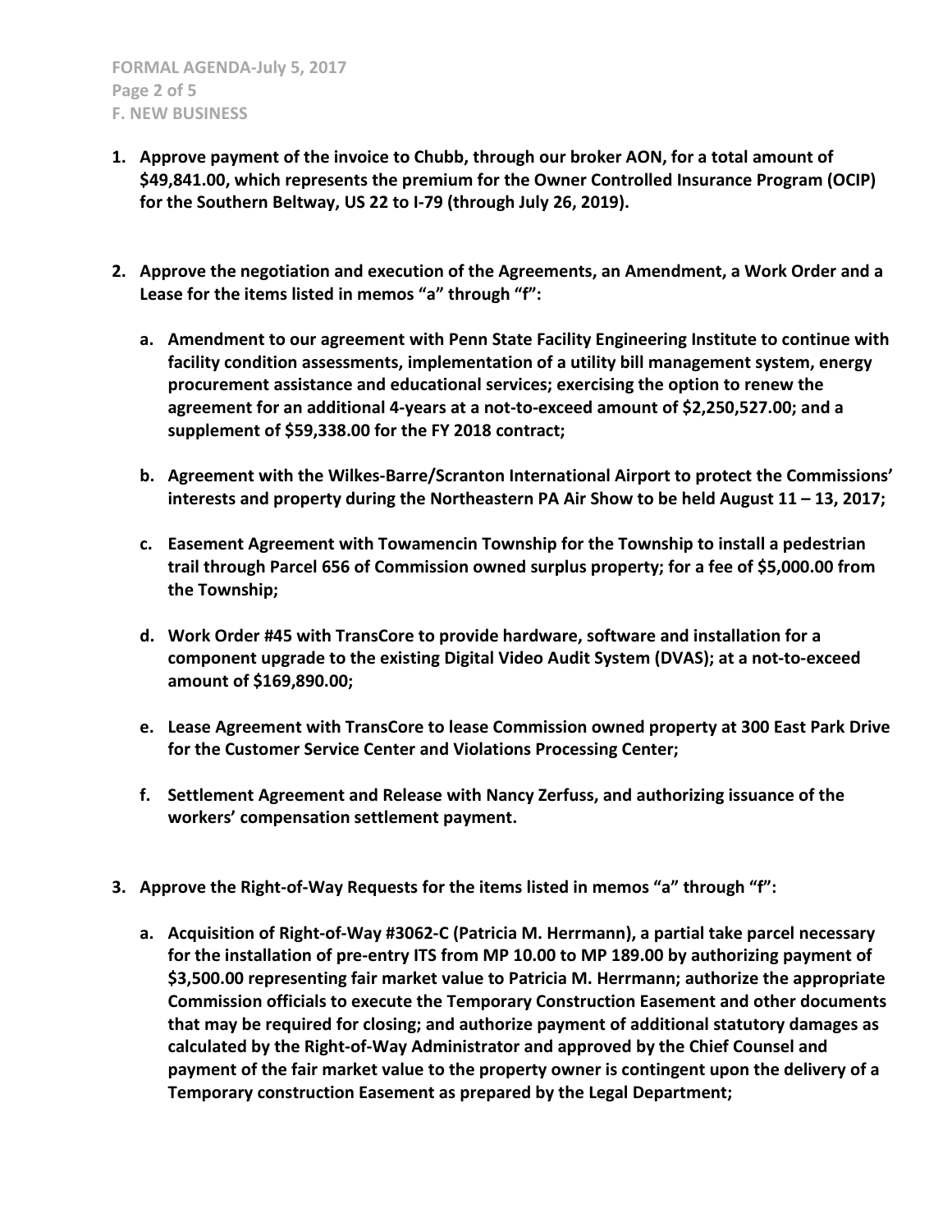**F. NEW BUSINESS**

1. **Approve payment of the invoice to Chubb, through our broker AON, for a total amount of $49,841.00, which represents the premium for the Owner Controlled Insurance Program (OCIP) for the Southern Beltway, US 22 to I-79 (through July 26, 2019).**

2. **Approve the negotiation and execution of the Agreements, an Amendment, a Work Order and a Lease for the items listed in memos "a" through "f":**

   a. **Amendment to our agreement with Penn State Facility Engineering Institute to continue with facility condition assessments, implementation of a utility bill management system, energy procurement assistance and educational services; exercising the option to renew the agreement for an additional 4-years at a not-to-exceed amount of $2,250,527.00; and a supplement of $59,338.00 for the FY 2018 contract;**

   b. **Agreement with the Wilkes-Barre/Scranton International Airport to protect the Commissions' interests and property during the Northeastern PA Air Show to be held August 11 – 13, 2017;**

   c. **Easement Agreement with Towamencin Township for the Township to install a pedestrian trail through Parcel 656 of Commission owned surplus property; for a fee of $5,000.00 from the Township;**

   d. **Work Order #45 with TransCore to provide hardware, software and installation for a component upgrade to the existing Digital Video Audit System (DVAS); at a not-to-exceed amount of $169,890.00;**

   e. **Lease Agreement with TransCore to lease Commission owned property at 300 East Park Drive for the Customer Service Center and Violations Processing Center;**

   f. **Settlement Agreement and Release with Nancy Zerfuss, and authorizing issuance of the workers' compensation settlement payment.**

3. **Approve the Right-of-Way Requests for the items listed in memos "a" through "f":**

   a. **Acquisition of Right-of-Way #3062-C (Patricia M. Herrmann), a partial take parcel necessary for the installation of pre-entry ITS from MP 10.00 to MP 189.00 by authorizing payment of $3,500.00 representing fair market value to Patricia M. Herrmann; authorize the appropriate Commission officials to execute the Temporary Construction Easement and other documents that may be required for closing; and authorize payment of additional statutory damages as calculated by the Right-of-Way Administrator and approved by the Chief Counsel and payment of the fair market value to the property owner is contingent upon the delivery of a Temporary construction Easement as prepared by the Legal Department;**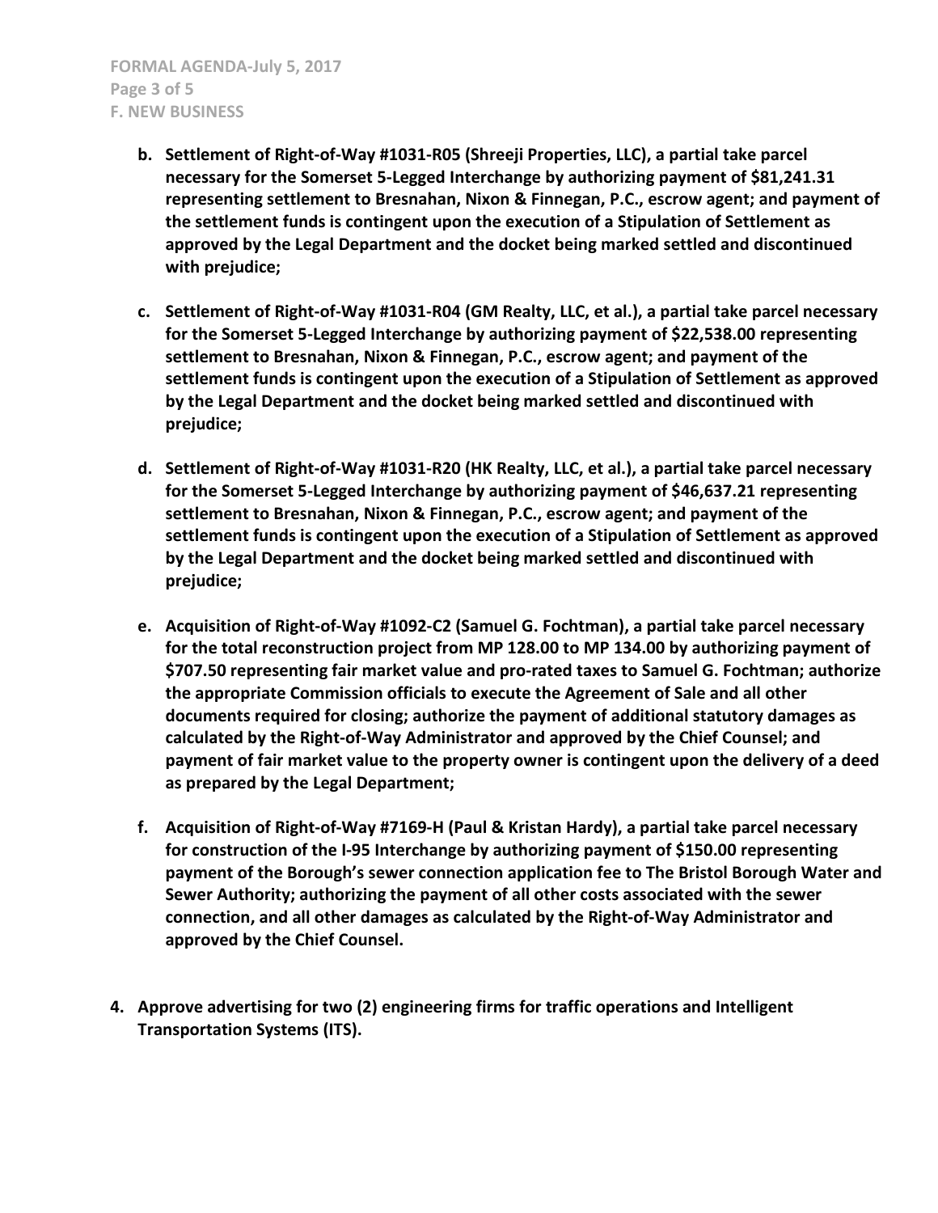**b. Settlement of Right-of-Way #1031-R05 (Shreeji Properties, LLC), a partial take parcel necessary for the Somerset 5-Legged Interchange by authorizing payment of $81,241.31 representing settlement to Bresnahan, Nixon & Finnegan, P.C., escrow agent; and payment of the settlement funds is contingent upon the execution of a Stipulation of Settlement as approved by the Legal Department and the docket being marked settled and discontinued with prejudice;**

**c. Settlement of Right-of-Way #1031-R04 (GM Realty, LLC, et al.), a partial take parcel necessary for the Somerset 5-Legged Interchange by authorizing payment of $22,538.00 representing settlement to Bresnahan, Nixon & Finnegan, P.C., escrow agent; and payment of the settlement funds is contingent upon the execution of a Stipulation of Settlement as approved by the Legal Department and the docket being marked settled and discontinued with prejudice;**

**d. Settlement of Right-of-Way #1031-R20 (HK Realty, LLC, et al.), a partial take parcel necessary for the Somerset 5-Legged Interchange by authorizing payment of $46,637.21 representing settlement to Bresnahan, Nixon & Finnegan, P.C., escrow agent; and payment of the settlement funds is contingent upon the execution of a Stipulation of Settlement as approved by the Legal Department and the docket being marked settled and discontinued with prejudice;**

**e. Acquisition of Right-of-Way #1092-C2 (Samuel G. Fochtman), a partial take parcel necessary for the total reconstruction project from MP 128.00 to MP 134.00 by authorizing payment of $707.50 representing fair market value and pro-rated taxes to Samuel G. Fochtman; authorize the appropriate Commission officials to execute the Agreement of Sale and all other documents required for closing; authorize the payment of additional statutory damages as calculated by the Right-of-Way Administrator and approved by the Chief Counsel; and payment of fair market value to the property owner is contingent upon the delivery of a deed as prepared by the Legal Department;**

**f. Acquisition of Right-of-Way #7169-H (Paul & Kristan Hardy), a partial take parcel necessary for construction of the I-95 Interchange by authorizing payment of $150.00 representing payment of the Borough's sewer connection application fee to The Bristol Borough Water and Sewer Authority; authorizing the payment of all other costs associated with the sewer connection, and all other damages as calculated by the Right-of-Way Administrator and approved by the Chief Counsel.**

**4. Approve advertising for two (2) engineering firms for traffic operations and Intelligent Transportation Systems (ITS).**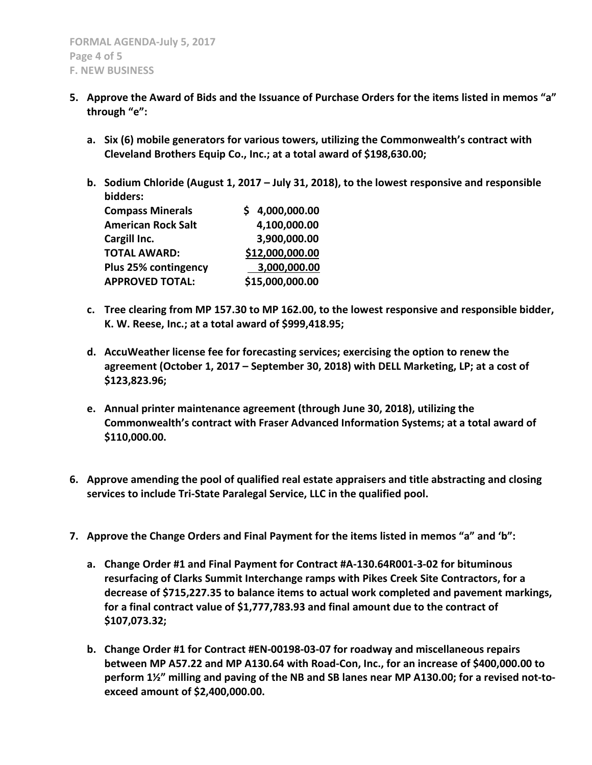**F. NEW BUSINESS**

5. **Approve the Award of Bids and the Issuance of Purchase Orders for the items listed in memos "a" through "e":**

   a. **Six (6) mobile generators for various towers, utilizing the Commonwealth's contract with Cleveland Brothers Equip Co., Inc.; at a total award of $198,630.00;**

   b. **Sodium Chloride (August 1, 2017 – July 31, 2018), to the lowest responsive and responsible bidders:**

   | | |
   |---|---|
   | **Compass Minerals** | **$ 4,000,000.00** |
   | **American Rock Salt** | **4,100,000.00** |
   | **Cargill Inc.** | **3,900,000.00** |
   | **TOTAL AWARD:** | **$12,000,000.00** |
   | **Plus 25% contingency** | **3,000,000.00** |
   | **APPROVED TOTAL:** | **$15,000,000.00** |

   c. **Tree clearing from MP 157.30 to MP 162.00, to the lowest responsive and responsible bidder, K. W. Reese, Inc.; at a total award of $999,418.95;**

   d. **AccuWeather license fee for forecasting services; exercising the option to renew the agreement (October 1, 2017 – September 30, 2018) with DELL Marketing, LP; at a cost of $123,823.96;**

   e. **Annual printer maintenance agreement (through June 30, 2018), utilizing the Commonwealth's contract with Fraser Advanced Information Systems; at a total award of $110,000.00.**

6. **Approve amending the pool of qualified real estate appraisers and title abstracting and closing services to include Tri-State Paralegal Service, LLC in the qualified pool.**

7. **Approve the Change Orders and Final Payment for the items listed in memos "a" and 'b":**

   a. **Change Order #1 and Final Payment for Contract #A-130.64R001-3-02 for bituminous resurfacing of Clarks Summit Interchange ramps with Pikes Creek Site Contractors, for a decrease of $715,227.35 to balance items to actual work completed and pavement markings, for a final contract value of $1,777,783.93 and final amount due to the contract of $107,073.32;**

   b. **Change Order #1 for Contract #EN-00198-03-07 for roadway and miscellaneous repairs between MP A57.22 and MP A130.64 with Road-Con, Inc., for an increase of $400,000.00 to perform 1½" milling and paving of the NB and SB lanes near MP A130.00; for a revised not-to-exceed amount of $2,400,000.00.**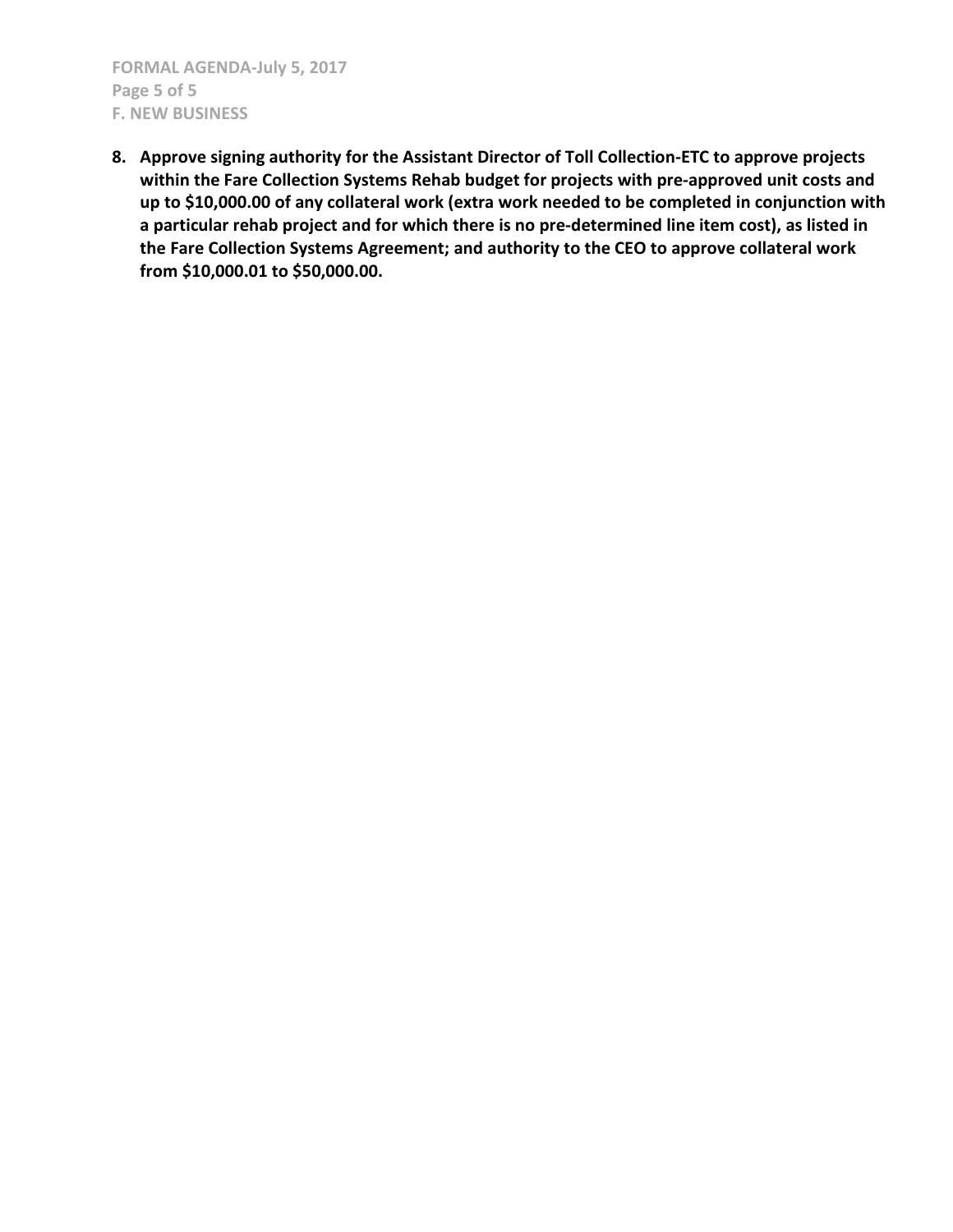**8. Approve signing authority for the Assistant Director of Toll Collection-ETC to approve projects within the Fare Collection Systems Rehab budget for projects with pre-approved unit costs and up to $10,000.00 of any collateral work (extra work needed to be completed in conjunction with a particular rehab project and for which there is no pre-determined line item cost), as listed in the Fare Collection Systems Agreement; and authority to the CEO to approve collateral work from $10,000.01 to $50,000.00.**